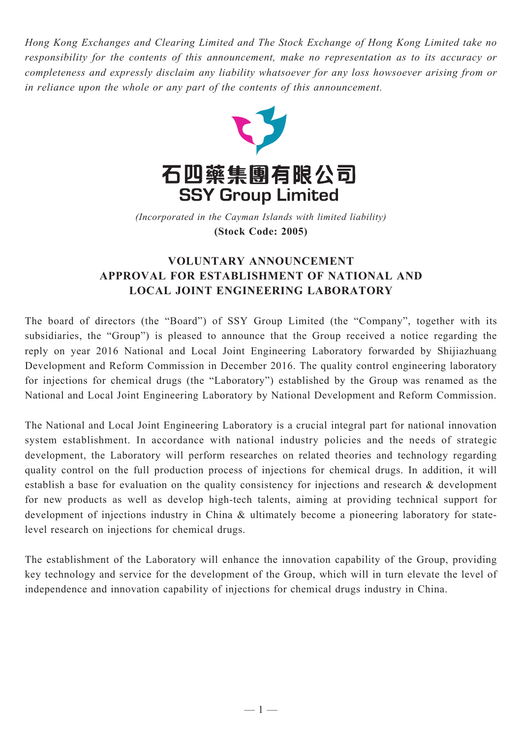*Hong Kong Exchanges and Clearing Limited and The Stock Exchange of Hong Kong Limited take no responsibility for the contents of this announcement, make no representation as to its accuracy or completeness and expressly disclaim any liability whatsoever for any loss howsoever arising from or in reliance upon the whole or any part of the contents of this announcement.*

# 石四藥集團有限公司
# SSY Group Limited

*(Incorporated in the Cayman Islands with limited liability)*

**(Stock Code: 2005)**

## VOLUNTARY ANNOUNCEMENT APPROVAL FOR ESTABLISHMENT OF NATIONAL AND LOCAL JOINT ENGINEERING LABORATORY

The board of directors (the "Board") of SSY Group Limited (the "Company", together with its subsidiaries, the "Group") is pleased to announce that the Group received a notice regarding the reply on year 2016 National and Local Joint Engineering Laboratory forwarded by Shijiazhuang Development and Reform Commission in December 2016. The quality control engineering laboratory for injections for chemical drugs (the "Laboratory") established by the Group was renamed as the National and Local Joint Engineering Laboratory by National Development and Reform Commission.

The National and Local Joint Engineering Laboratory is a crucial integral part for national innovation system establishment. In accordance with national industry policies and the needs of strategic development, the Laboratory will perform researches on related theories and technology regarding quality control on the full production process of injections for chemical drugs. In addition, it will establish a base for evaluation on the quality consistency for injections and research & development for new products as well as develop high-tech talents, aiming at providing technical support for development of injections industry in China & ultimately become a pioneering laboratory for state-level research on injections for chemical drugs.

The establishment of the Laboratory will enhance the innovation capability of the Group, providing key technology and service for the development of the Group, which will in turn elevate the level of independence and innovation capability of injections for chemical drugs industry in China.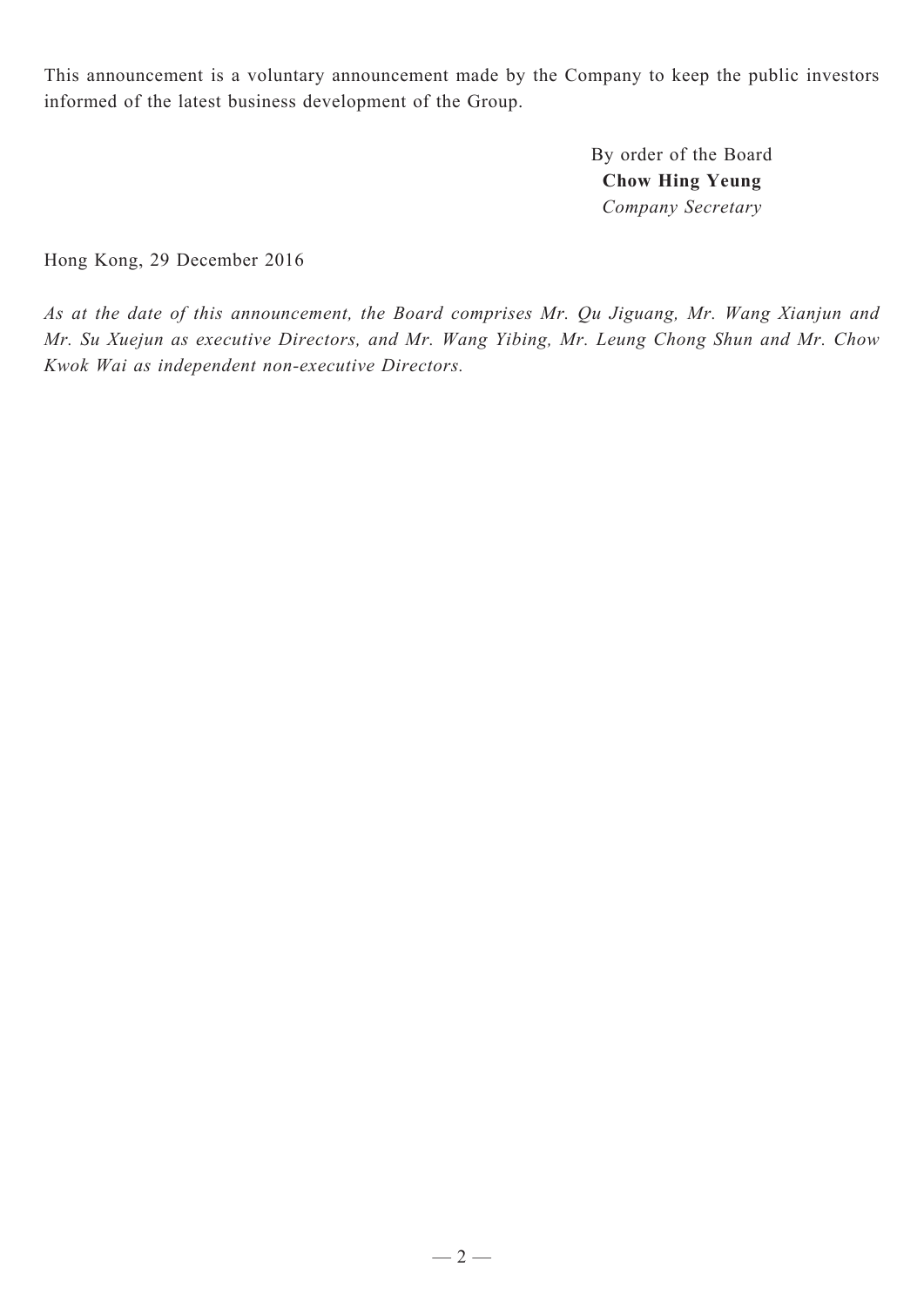This announcement is a voluntary announcement made by the Company to keep the public investors informed of the latest business development of the Group.

By order of the Board
**Chow Hing Yeung**
*Company Secretary*

Hong Kong, 29 December 2016

*As at the date of this announcement, the Board comprises Mr. Qu Jiguang, Mr. Wang Xianjun and Mr. Su Xuejun as executive Directors, and Mr. Wang Yibing, Mr. Leung Chong Shun and Mr. Chow Kwok Wai as independent non-executive Directors.*